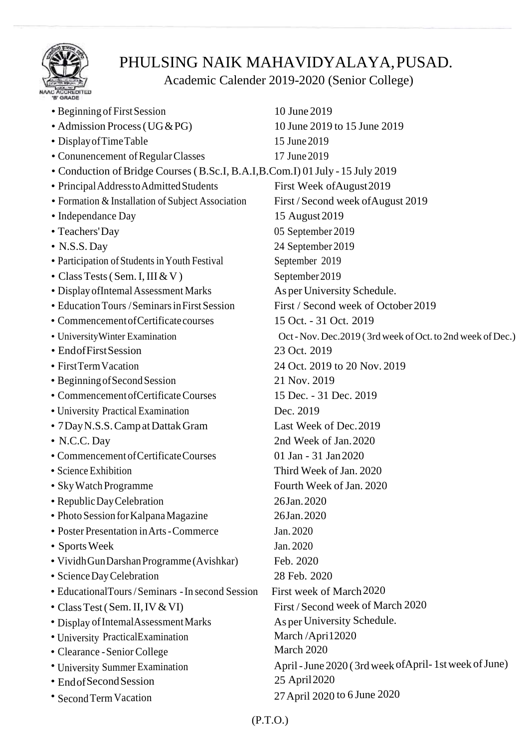# PHULSING NAIK MAHAVIDYALAYA, PUSAD.

## Academic Calender 2019-2020 (Senior College)

| Event | Date |
|---|---|
| Beginning of First Session | 10 June 2019 |
| Admission Process (UG & PG) | 10 June 2019 to 15 June 2019 |
| Display of Time Table | 15 June 2019 |
| Conunencement of Regular Classes | 17 June 2019 |
| Conduction of Bridge Courses ( B.Sc.I, B.A.I, B.Com.I) | 01 July - 15 July 2019 |
| Principal Address to Admitted Students | First Week of August 2019 |
| Formation & Installation of Subject Association | First / Second week of August 2019 |
| Independance Day | 15 August 2019 |
| Teachers' Day | 05 September 2019 |
| N.S.S. Day | 24 September 2019 |
| Participation of Students in Youth Festival | September 2019 |
| Class Tests ( Sem. I, III & V ) | September 2019 |
| Display of Intemal Assessment Marks | As per University Schedule. |
| Education Tours / Seminars in First Session | First / Second week of October 2019 |
| Commencement of Certificate courses | 15 Oct. - 31 Oct. 2019 |
| University Winter Examination | Oct - Nov. Dec.2019 ( 3rd week of Oct. to 2nd week of Dec.) |
| End of First Session | 23 Oct. 2019 |
| First Term Vacation | 24 Oct. 2019 to 20 Nov. 2019 |
| Beginning of Second Session | 21 Nov. 2019 |
| Commencement of Certificate Courses | 15 Dec. - 31 Dec. 2019 |
| University Practical Examination | Dec. 2019 |
| 7 Day N.S.S. Camp at Dattak Gram | Last Week of Dec. 2019 |
| N.C.C. Day | 2nd Week of Jan. 2020 |
| Commencement of Certificate Courses | 01 Jan - 31 Jan 2020 |
| Science Exhibition | Third Week of Jan. 2020 |
| Sky Watch Programme | Fourth Week of Jan. 2020 |
| Republic Day Celebration | 26 Jan. 2020 |
| Photo Session for Kalpana Magazine | 26 Jan. 2020 |
| Poster Presentation in Arts - Commerce | Jan. 2020 |
| Sports Week | Jan. 2020 |
| Vividh Gun Darshan Programme (Avishkar) | Feb. 2020 |
| Science Day Celebration | 28 Feb. 2020 |
| Educational Tours / Seminars - In second Session | First week of March 2020 |
| Class Test ( Sem. II, IV & VI) | First / Second week of March 2020 |
| Display of Intemal Assessment Marks | As per University Schedule. |
| University Practical Examination | March /Apri12020 |
| Clearance - Senior College | March 2020 |
| University Summer Examination | April - June 2020 ( 3rd week of April - 1st week of June) |
| End of Second Session | 25 April 2020 |
| Second Term Vacation | 27 April 2020 to 6 June 2020 |

(P.T.O.)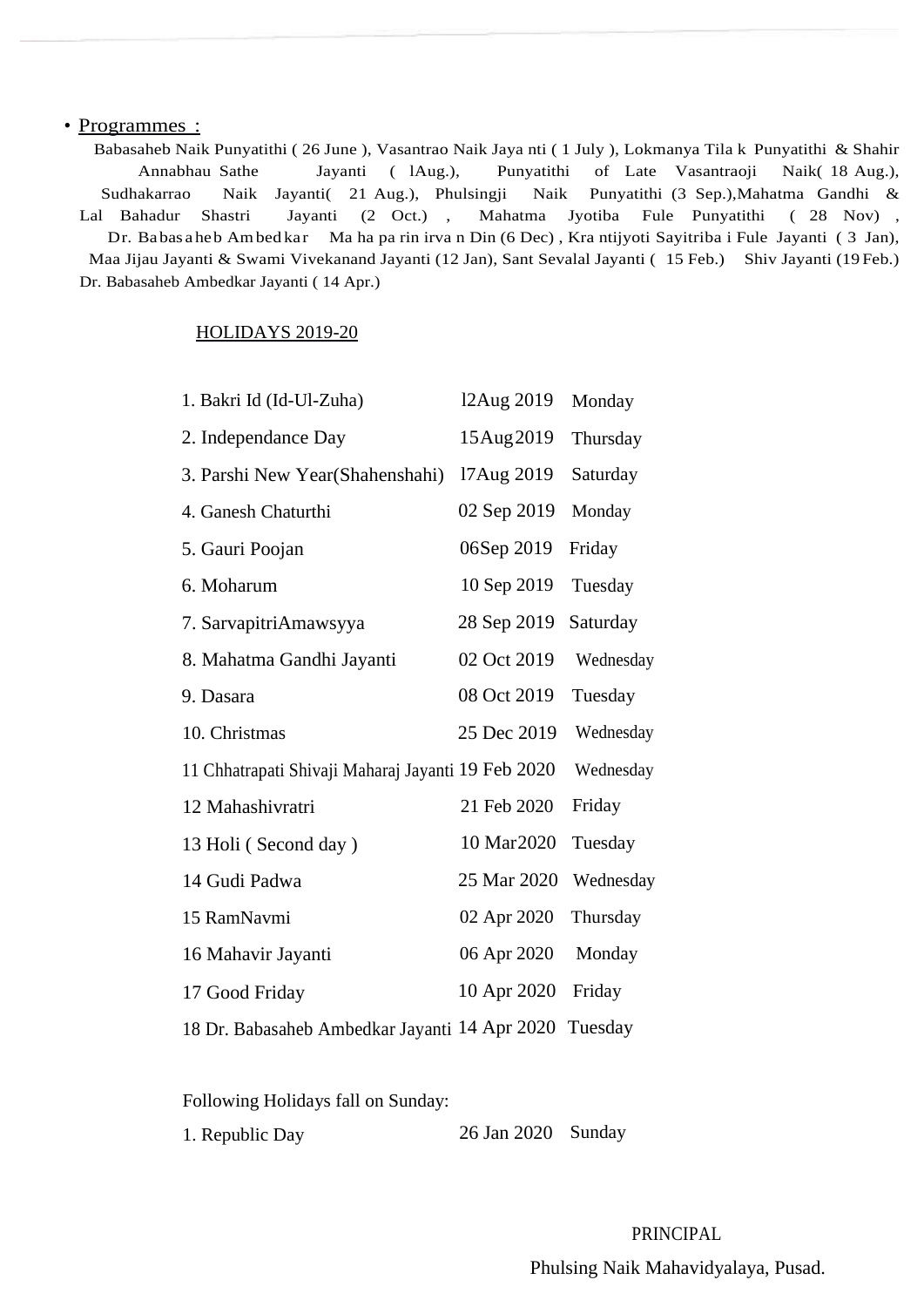• <u>Programmes :</u>

Babasaheb Naik Punyatithi ( 26 June ), Vasantrao Naik Jaya nti ( 1 July ), Lokmanya Tila k Punyatithi & Shahir Annabhau Sathe Jayanti ( lAug.), Punyatithi of Late Vasantraoji Naik( 18 Aug.), Sudhakarrao Naik Jayanti( 21 Aug.), Phulsingji Naik Punyatithi (3 Sep.),Mahatma Gandhi & Lal Bahadur Shastri Jayanti (2 Oct.) , Mahatma Jyotiba Fule Punyatithi ( 28 Nov) , Dr. Babasaheb Ambedkar Ma ha pa rin irva n Din (6 Dec) , Kra ntijyoti Sayitriba i Fule Jayanti ( 3 Jan), Maa Jijau Jayanti & Swami Vivekanand Jayanti (12 Jan), Sant Sevalal Jayanti ( 15 Feb.) Shiv Jayanti (19 Feb.) Dr. Babasaheb Ambedkar Jayanti ( 14 Apr.)

## <u>HOLIDAYS 2019-20</u>

| | | |
|---|---|---|
| 1. Bakri Id (Id-Ul-Zuha) | l2Aug 2019 | Monday |
| 2. Independance Day | 15Aug2019 | Thursday |
| 3. Parshi New Year(Shahenshahi) | l7Aug 2019 | Saturday |
| 4. Ganesh Chaturthi | 02 Sep 2019 | Monday |
| 5. Gauri Poojan | 06Sep 2019 | Friday |
| 6. Moharum | 10 Sep 2019 | Tuesday |
| 7. SarvapitriAmawsyya | 28 Sep 2019 | Saturday |
| 8. Mahatma Gandhi Jayanti | 02 Oct 2019 | Wednesday |
| 9. Dasara | 08 Oct 2019 | Tuesday |
| 10. Christmas | 25 Dec 2019 | Wednesday |
| 11 Chhatrapati Shivaji Maharaj Jayanti | 19 Feb 2020 | Wednesday |
| 12 Mahashivratri | 21 Feb 2020 | Friday |
| 13 Holi ( Second day ) | 10 Mar2020 | Tuesday |
| 14 Gudi Padwa | 25 Mar 2020 | Wednesday |
| 15 RamNavmi | 02 Apr 2020 | Thursday |
| 16 Mahavir Jayanti | 06 Apr 2020 | Monday |
| 17 Good Friday | 10 Apr 2020 | Friday |
| 18 Dr. Babasaheb Ambedkar Jayanti | 14 Apr 2020 | Tuesday |

Following Holidays fall on Sunday:

| | | |
|---|---|---|
| 1. Republic Day | 26 Jan 2020 | Sunday |

PRINCIPAL

Phulsing Naik Mahavidyalaya, Pusad.